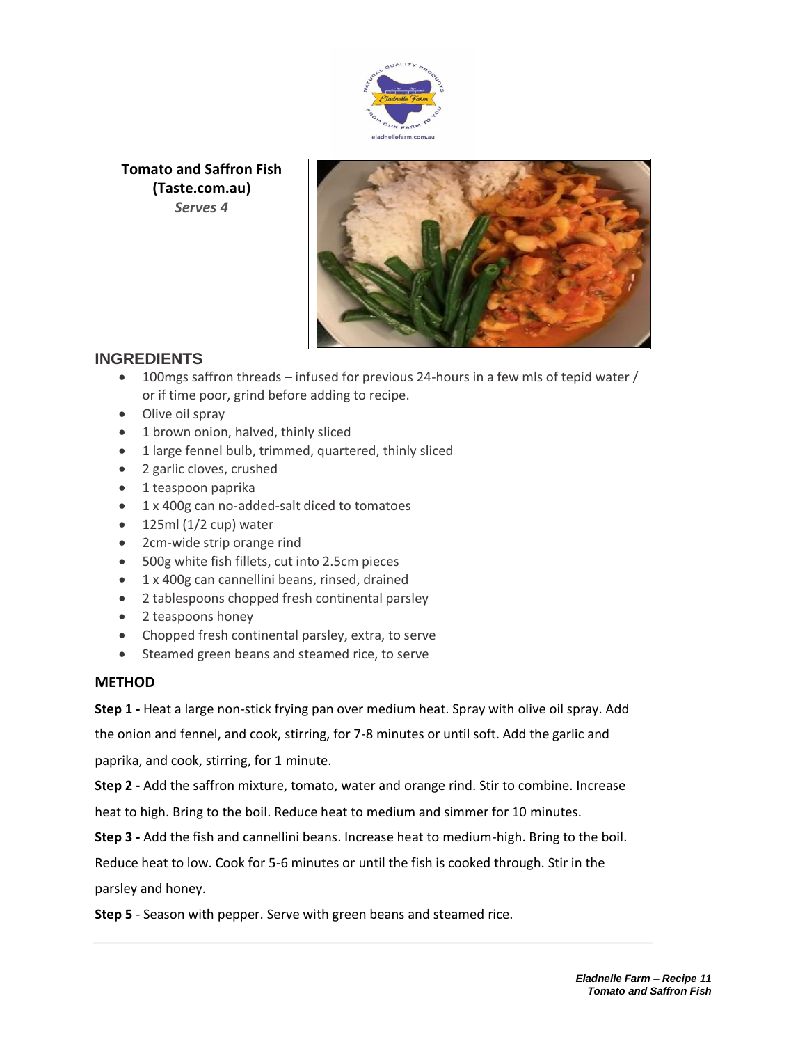**Tomato and Saffron Fish**
**(Taste.com.au)**
***Serves 4***

## INGREDIENTS

- 100mgs saffron threads – infused for previous 24-hours in a few mls of tepid water / or if time poor, grind before adding to recipe.
- Olive oil spray
- 1 brown onion, halved, thinly sliced
- 1 large fennel bulb, trimmed, quartered, thinly sliced
- 2 garlic cloves, crushed
- 1 teaspoon paprika
- 1 x 400g can no-added-salt diced to tomatoes
- 125ml (1/2 cup) water
- 2cm-wide strip orange rind
- 500g white fish fillets, cut into 2.5cm pieces
- 1 x 400g can cannellini beans, rinsed, drained
- 2 tablespoons chopped fresh continental parsley
- 2 teaspoons honey
- Chopped fresh continental parsley, extra, to serve
- Steamed green beans and steamed rice, to serve

## METHOD

**Step 1 -** Heat a large non-stick frying pan over medium heat. Spray with olive oil spray. Add the onion and fennel, and cook, stirring, for 7-8 minutes or until soft. Add the garlic and paprika, and cook, stirring, for 1 minute.

**Step 2 -** Add the saffron mixture, tomato, water and orange rind. Stir to combine. Increase heat to high. Bring to the boil. Reduce heat to medium and simmer for 10 minutes.

**Step 3 -** Add the fish and cannellini beans. Increase heat to medium-high. Bring to the boil. Reduce heat to low. Cook for 5-6 minutes or until the fish is cooked through. Stir in the parsley and honey.

**Step 5** - Season with pepper. Serve with green beans and steamed rice.